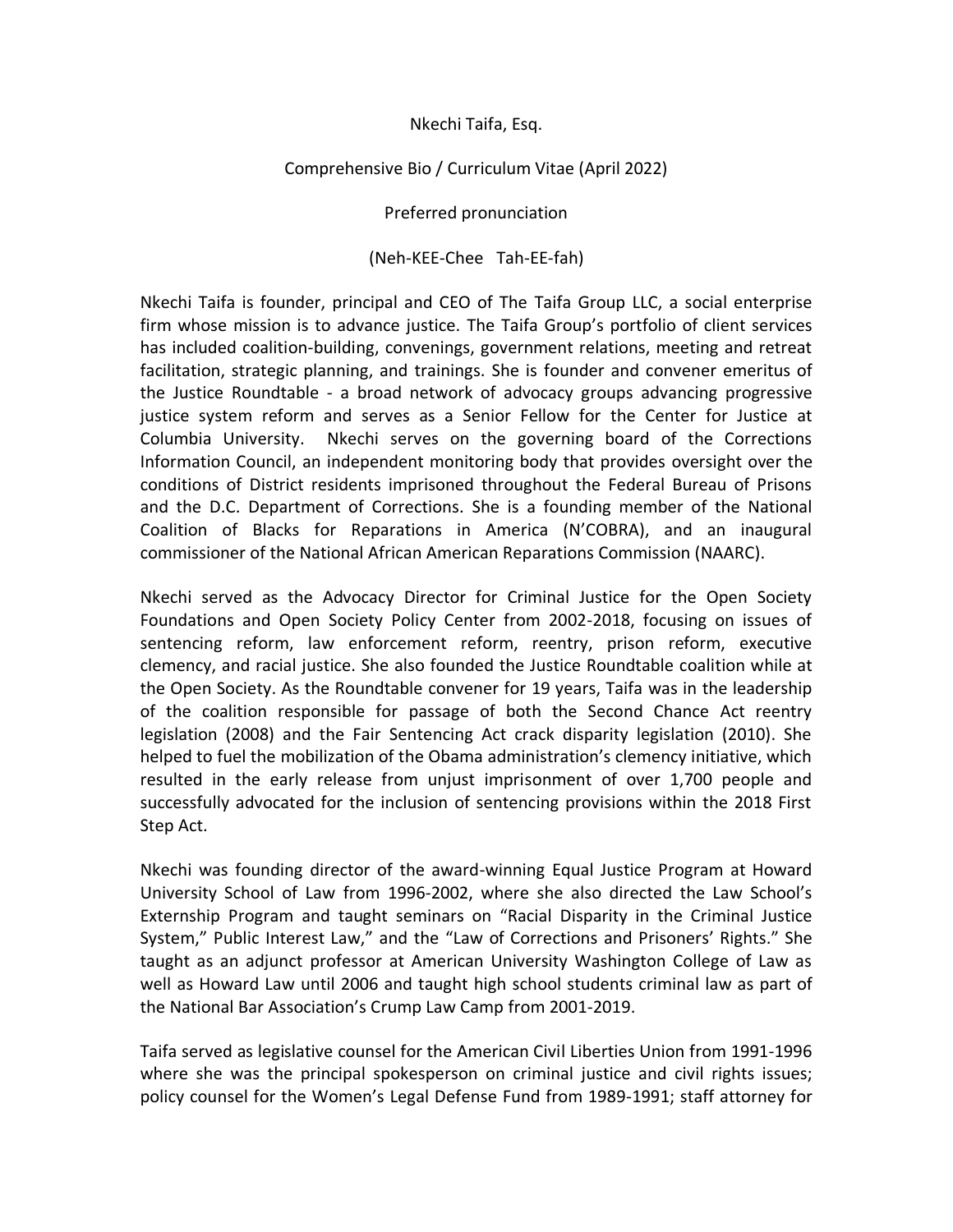Nkechi Taifa, Esq.

Comprehensive Bio / Curriculum Vitae (April 2022)

Preferred pronunciation

(Neh-KEE-Chee Tah-EE-fah)

Nkechi Taifa is founder, principal and CEO of The Taifa Group LLC, a social enterprise firm whose mission is to advance justice. The Taifa Group's portfolio of client services has included coalition-building, convenings, government relations, meeting and retreat facilitation, strategic planning, and trainings. She is founder and convener emeritus of the Justice Roundtable - a broad network of advocacy groups advancing progressive justice system reform and serves as a Senior Fellow for the Center for Justice at Columbia University. Nkechi serves on the governing board of the Corrections Information Council, an independent monitoring body that provides oversight over the conditions of District residents imprisoned throughout the Federal Bureau of Prisons and the D.C. Department of Corrections. She is a founding member of the National Coalition of Blacks for Reparations in America (N'COBRA), and an inaugural commissioner of the National African American Reparations Commission (NAARC).

Nkechi served as the Advocacy Director for Criminal Justice for the Open Society Foundations and Open Society Policy Center from 2002-2018, focusing on issues of sentencing reform, law enforcement reform, reentry, prison reform, executive clemency, and racial justice. She also founded the Justice Roundtable coalition while at the Open Society. As the Roundtable convener for 19 years, Taifa was in the leadership of the coalition responsible for passage of both the Second Chance Act reentry legislation (2008) and the Fair Sentencing Act crack disparity legislation (2010). She helped to fuel the mobilization of the Obama administration's clemency initiative, which resulted in the early release from unjust imprisonment of over 1,700 people and successfully advocated for the inclusion of sentencing provisions within the 2018 First Step Act.

Nkechi was founding director of the award-winning Equal Justice Program at Howard University School of Law from 1996-2002, where she also directed the Law School's Externship Program and taught seminars on "Racial Disparity in the Criminal Justice System," Public Interest Law," and the "Law of Corrections and Prisoners' Rights." She taught as an adjunct professor at American University Washington College of Law as well as Howard Law until 2006 and taught high school students criminal law as part of the National Bar Association's Crump Law Camp from 2001-2019.

Taifa served as legislative counsel for the American Civil Liberties Union from 1991-1996 where she was the principal spokesperson on criminal justice and civil rights issues; policy counsel for the Women's Legal Defense Fund from 1989-1991; staff attorney for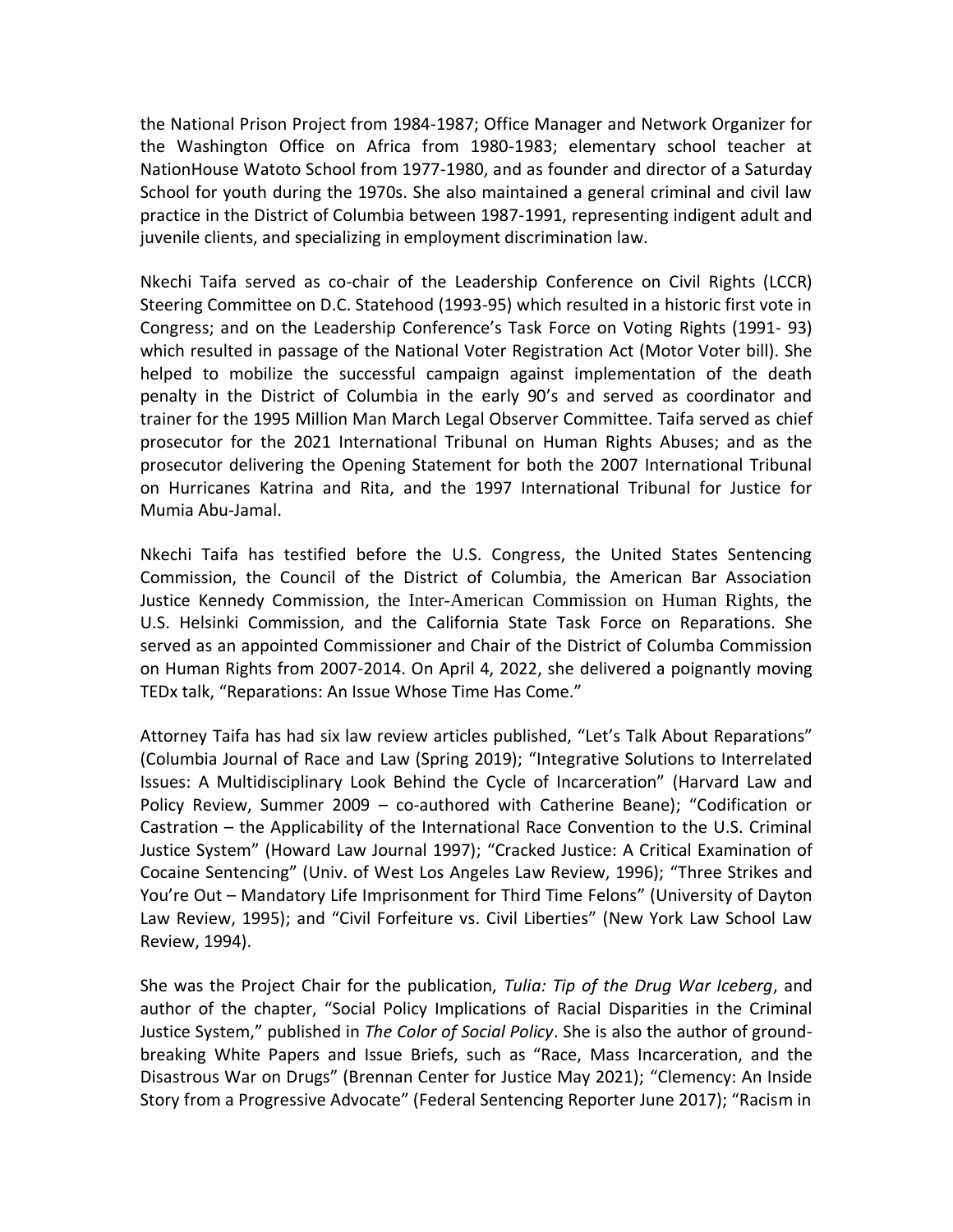the National Prison Project from 1984-1987; Office Manager and Network Organizer for the Washington Office on Africa from 1980-1983; elementary school teacher at NationHouse Watoto School from 1977-1980, and as founder and director of a Saturday School for youth during the 1970s. She also maintained a general criminal and civil law practice in the District of Columbia between 1987-1991, representing indigent adult and juvenile clients, and specializing in employment discrimination law.

Nkechi Taifa served as co-chair of the Leadership Conference on Civil Rights (LCCR) Steering Committee on D.C. Statehood (1993-95) which resulted in a historic first vote in Congress; and on the Leadership Conference's Task Force on Voting Rights (1991- 93) which resulted in passage of the National Voter Registration Act (Motor Voter bill). She helped to mobilize the successful campaign against implementation of the death penalty in the District of Columbia in the early 90's and served as coordinator and trainer for the 1995 Million Man March Legal Observer Committee. Taifa served as chief prosecutor for the 2021 International Tribunal on Human Rights Abuses; and as the prosecutor delivering the Opening Statement for both the 2007 International Tribunal on Hurricanes Katrina and Rita, and the 1997 International Tribunal for Justice for Mumia Abu-Jamal.

Nkechi Taifa has testified before the U.S. Congress, the United States Sentencing Commission, the Council of the District of Columbia, the American Bar Association Justice Kennedy Commission, the Inter-American Commission on Human Rights, the U.S. Helsinki Commission, and the California State Task Force on Reparations. She served as an appointed Commissioner and Chair of the District of Columba Commission on Human Rights from 2007-2014. On April 4, 2022, she delivered a poignantly moving TEDx talk, "Reparations: An Issue Whose Time Has Come."

Attorney Taifa has had six law review articles published, "Let's Talk About Reparations" (Columbia Journal of Race and Law (Spring 2019); "Integrative Solutions to Interrelated Issues: A Multidisciplinary Look Behind the Cycle of Incarceration" (Harvard Law and Policy Review, Summer 2009 – co-authored with Catherine Beane); "Codification or Castration – the Applicability of the International Race Convention to the U.S. Criminal Justice System" (Howard Law Journal 1997); "Cracked Justice: A Critical Examination of Cocaine Sentencing" (Univ. of West Los Angeles Law Review, 1996); "Three Strikes and You're Out – Mandatory Life Imprisonment for Third Time Felons" (University of Dayton Law Review, 1995); and "Civil Forfeiture vs. Civil Liberties" (New York Law School Law Review, 1994).

She was the Project Chair for the publication, *Tulia: Tip of the Drug War Iceberg*, and author of the chapter, "Social Policy Implications of Racial Disparities in the Criminal Justice System," published in *The Color of Social Policy*. She is also the author of ground-breaking White Papers and Issue Briefs, such as "Race, Mass Incarceration, and the Disastrous War on Drugs" (Brennan Center for Justice May 2021); "Clemency: An Inside Story from a Progressive Advocate" (Federal Sentencing Reporter June 2017); "Racism in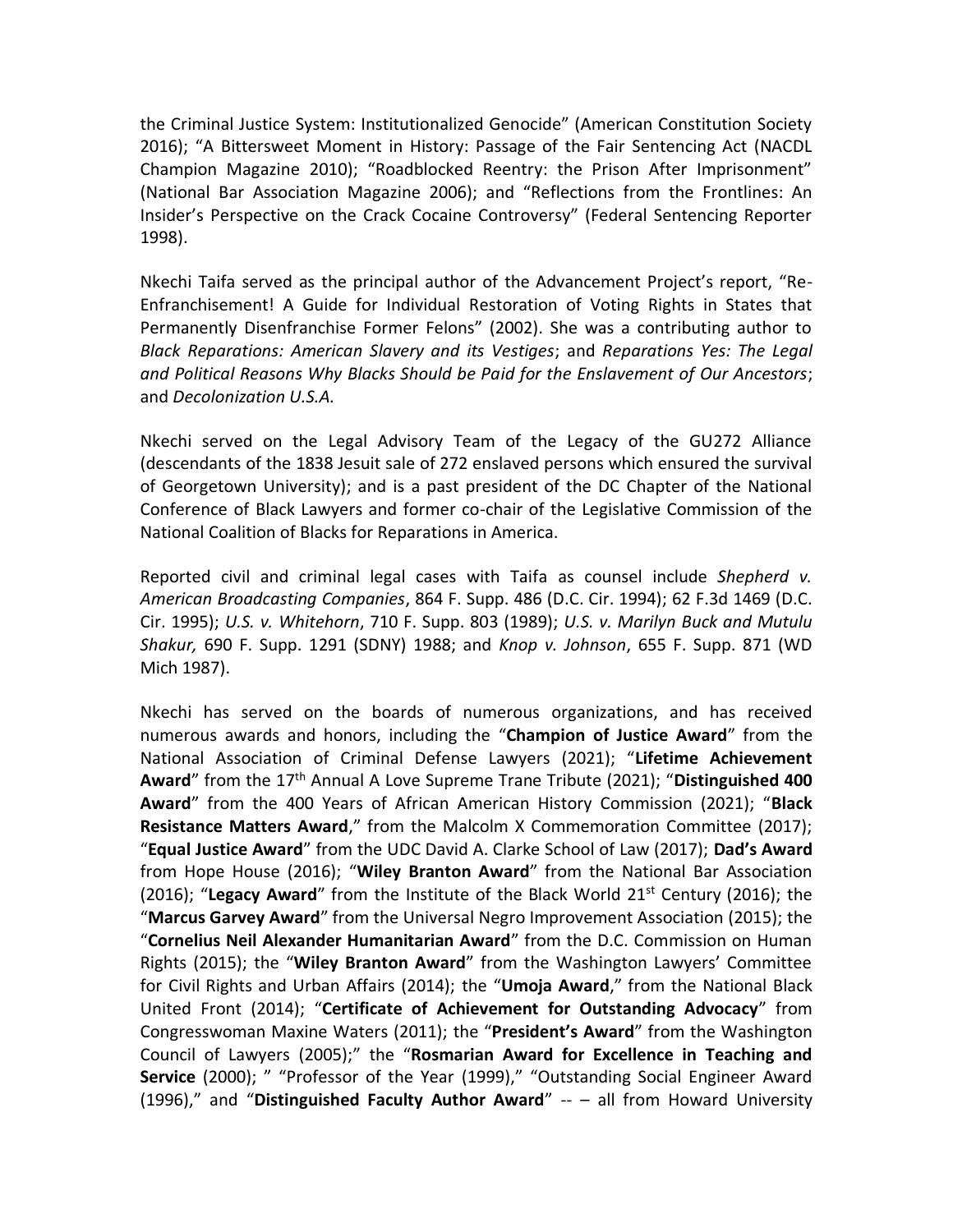the Criminal Justice System: Institutionalized Genocide" (American Constitution Society 2016); "A Bittersweet Moment in History: Passage of the Fair Sentencing Act (NACDL Champion Magazine 2010); "Roadblocked Reentry: the Prison After Imprisonment" (National Bar Association Magazine 2006); and "Reflections from the Frontlines: An Insider's Perspective on the Crack Cocaine Controversy" (Federal Sentencing Reporter 1998).

Nkechi Taifa served as the principal author of the Advancement Project's report, "Re-Enfranchisement! A Guide for Individual Restoration of Voting Rights in States that Permanently Disenfranchise Former Felons" (2002). She was a contributing author to *Black Reparations: American Slavery and its Vestiges*; and *Reparations Yes: The Legal and Political Reasons Why Blacks Should be Paid for the Enslavement of Our Ancestors*; and *Decolonization U.S.A.*

Nkechi served on the Legal Advisory Team of the Legacy of the GU272 Alliance (descendants of the 1838 Jesuit sale of 272 enslaved persons which ensured the survival of Georgetown University); and is a past president of the DC Chapter of the National Conference of Black Lawyers and former co-chair of the Legislative Commission of the National Coalition of Blacks for Reparations in America.

Reported civil and criminal legal cases with Taifa as counsel include *Shepherd v. American Broadcasting Companies*, 864 F. Supp. 486 (D.C. Cir. 1994); 62 F.3d 1469 (D.C. Cir. 1995); *U.S. v. Whitehorn*, 710 F. Supp. 803 (1989); *U.S. v. Marilyn Buck and Mutulu Shakur,* 690 F. Supp. 1291 (SDNY) 1988; and *Knop v. Johnson*, 655 F. Supp. 871 (WD Mich 1987).

Nkechi has served on the boards of numerous organizations, and has received numerous awards and honors, including the "**Champion of Justice Award**" from the National Association of Criminal Defense Lawyers (2021); "**Lifetime Achievement Award**" from the 17th Annual A Love Supreme Trane Tribute (2021); "**Distinguished 400 Award**" from the 400 Years of African American History Commission (2021); "**Black Resistance Matters Award**," from the Malcolm X Commemoration Committee (2017); "**Equal Justice Award**" from the UDC David A. Clarke School of Law (2017); **Dad's Award** from Hope House (2016); "**Wiley Branton Award**" from the National Bar Association (2016); "**Legacy Award**" from the Institute of the Black World 21st Century (2016); the "**Marcus Garvey Award**" from the Universal Negro Improvement Association (2015); the "**Cornelius Neil Alexander Humanitarian Award**" from the D.C. Commission on Human Rights (2015); the "**Wiley Branton Award**" from the Washington Lawyers' Committee for Civil Rights and Urban Affairs (2014); the "**Umoja Award**," from the National Black United Front (2014); "**Certificate of Achievement for Outstanding Advocacy**" from Congresswoman Maxine Waters (2011); the "**President's Award**" from the Washington Council of Lawyers (2005);" the "**Rosmarian Award for Excellence in Teaching and Service** (2000); " "Professor of the Year (1999)," "Outstanding Social Engineer Award (1996)," and "**Distinguished Faculty Author Award**" -- – all from Howard University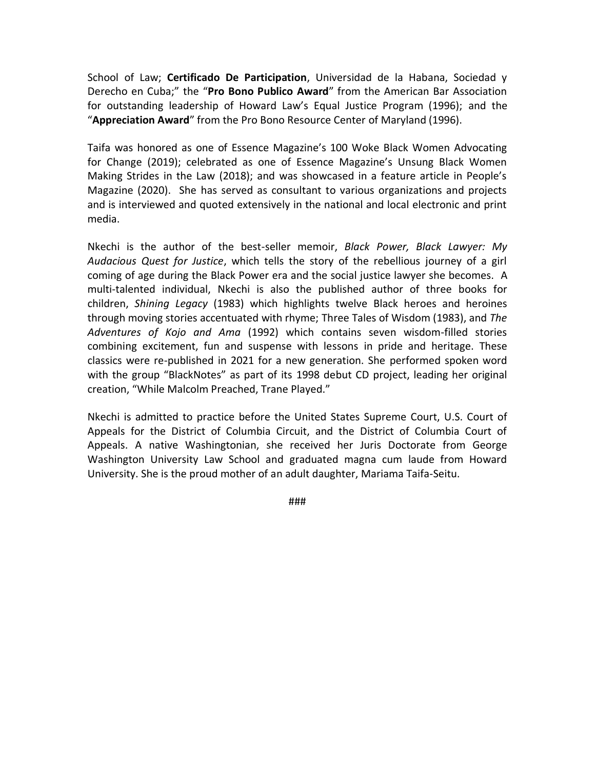School of Law; **Certificado De Participation**, Universidad de la Habana, Sociedad y Derecho en Cuba;" the "**Pro Bono Publico Award**" from the American Bar Association for outstanding leadership of Howard Law's Equal Justice Program (1996); and the "**Appreciation Award**" from the Pro Bono Resource Center of Maryland (1996).

Taifa was honored as one of Essence Magazine's 100 Woke Black Women Advocating for Change (2019); celebrated as one of Essence Magazine's Unsung Black Women Making Strides in the Law (2018); and was showcased in a feature article in People's Magazine (2020). She has served as consultant to various organizations and projects and is interviewed and quoted extensively in the national and local electronic and print media.

Nkechi is the author of the best-seller memoir, *Black Power, Black Lawyer: My Audacious Quest for Justice*, which tells the story of the rebellious journey of a girl coming of age during the Black Power era and the social justice lawyer she becomes. A multi-talented individual, Nkechi is also the published author of three books for children, *Shining Legacy* (1983) which highlights twelve Black heroes and heroines through moving stories accentuated with rhyme; Three Tales of Wisdom (1983), and *The Adventures of Kojo and Ama* (1992) which contains seven wisdom-filled stories combining excitement, fun and suspense with lessons in pride and heritage. These classics were re-published in 2021 for a new generation. She performed spoken word with the group "BlackNotes" as part of its 1998 debut CD project, leading her original creation, "While Malcolm Preached, Trane Played."

Nkechi is admitted to practice before the United States Supreme Court, U.S. Court of Appeals for the District of Columbia Circuit, and the District of Columbia Court of Appeals. A native Washingtonian, she received her Juris Doctorate from George Washington University Law School and graduated magna cum laude from Howard University. She is the proud mother of an adult daughter, Mariama Taifa-Seitu.

###